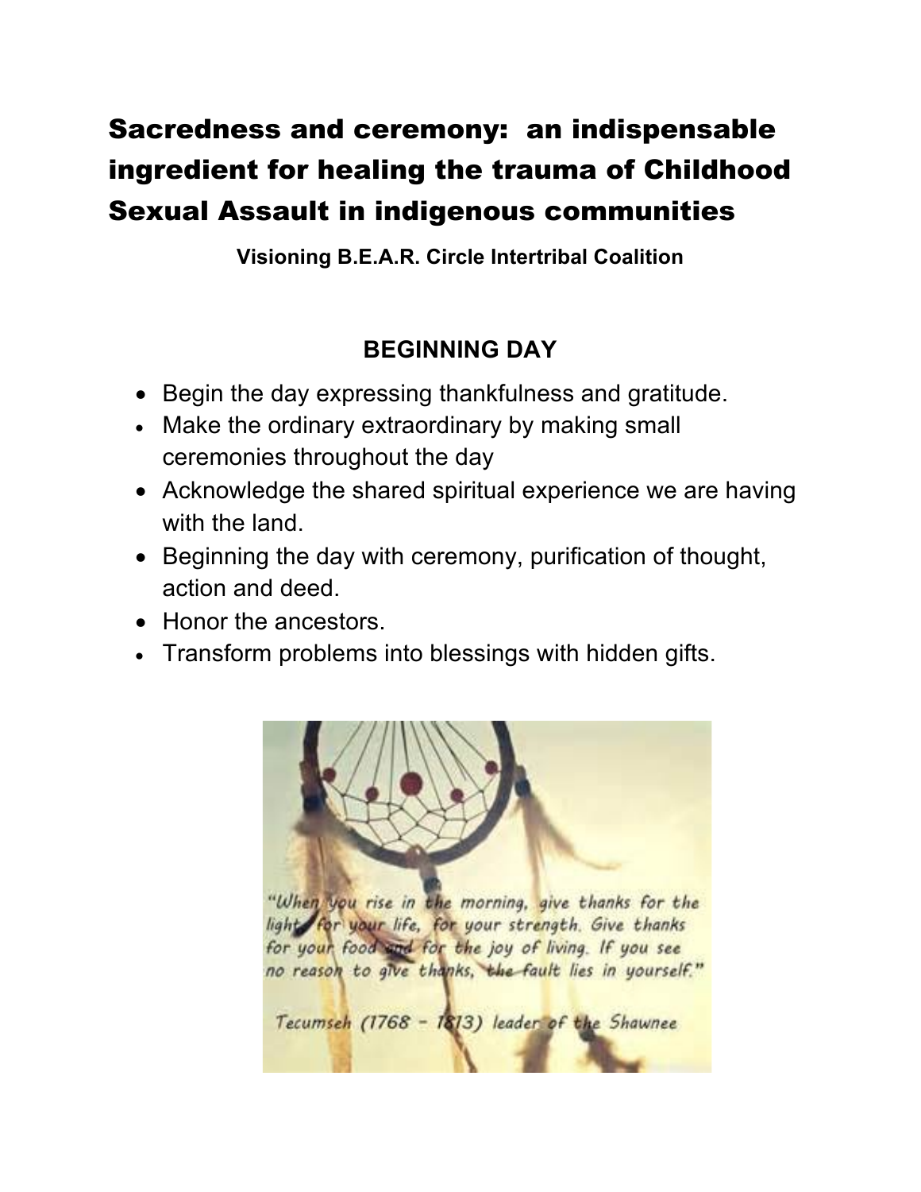# Sacredness and ceremony: an indispensable ingredient for healing the trauma of Childhood Sexual Assault in indigenous communities

**Visioning B.E.A.R. Circle Intertribal Coalition**

## BEGINNING DAY

- Begin the day expressing thankfulness and gratitude.
- Make the ordinary extraordinary by making small ceremonies throughout the day
- Acknowledge the shared spiritual experience we are having with the land.
- Beginning the day with ceremony, purification of thought, action and deed.
- Honor the ancestors.
- Transform problems into blessings with hidden gifts.

> *"When you rise in the morning, give thanks for the light, for your life, for your strength. Give thanks for your food and for the joy of living. If you see no reason to give thanks, the fault lies in yourself."*
>
> *Tecumseh (1768 – 1813) leader of the Shawnee*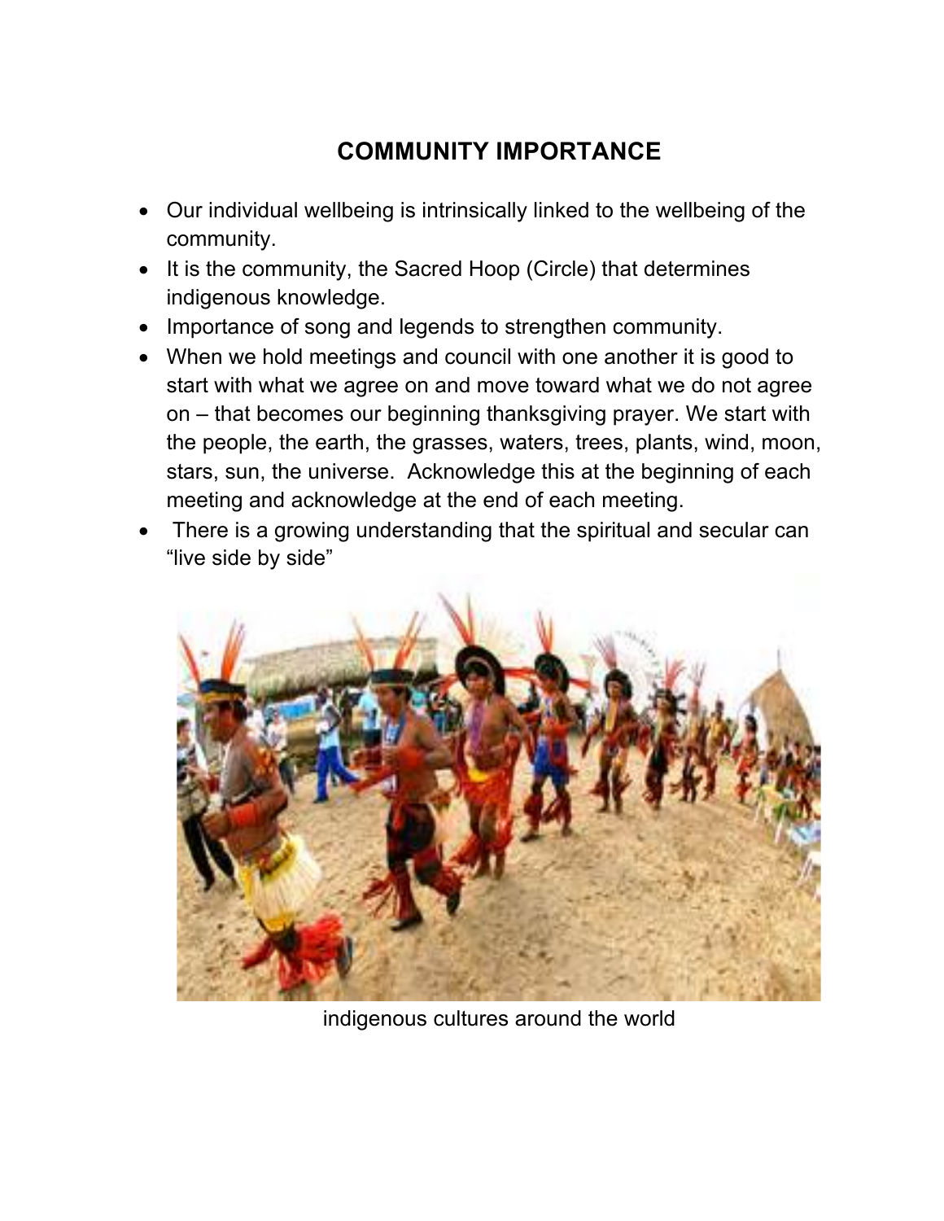# COMMUNITY IMPORTANCE

- Our individual wellbeing is intrinsically linked to the wellbeing of the community.
- It is the community, the Sacred Hoop (Circle) that determines indigenous knowledge.
- Importance of song and legends to strengthen community.
- When we hold meetings and council with one another it is good to start with what we agree on and move toward what we do not agree on – that becomes our beginning thanksgiving prayer. We start with the people, the earth, the grasses, waters, trees, plants, wind, moon, stars, sun, the universe. Acknowledge this at the beginning of each meeting and acknowledge at the end of each meeting.
- There is a growing understanding that the spiritual and secular can "live side by side"

indigenous cultures around the world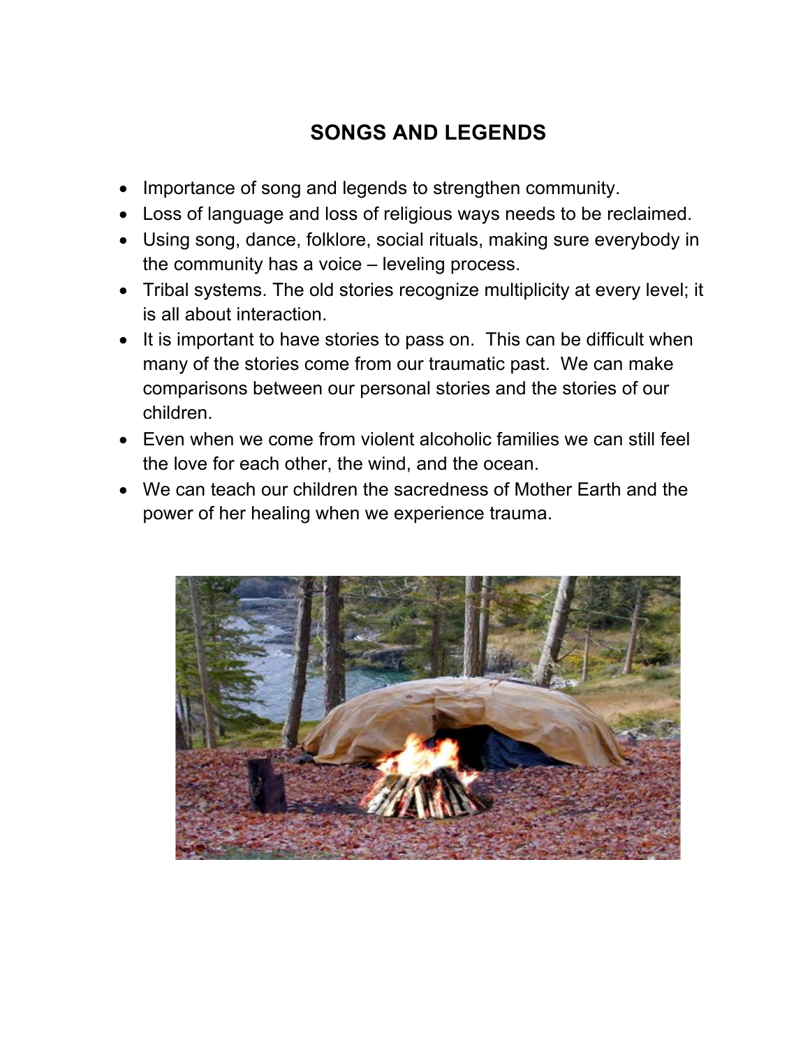# SONGS AND LEGENDS

- Importance of song and legends to strengthen community.
- Loss of language and loss of religious ways needs to be reclaimed.
- Using song, dance, folklore, social rituals, making sure everybody in the community has a voice – leveling process.
- Tribal systems. The old stories recognize multiplicity at every level; it is all about interaction.
- It is important to have stories to pass on. This can be difficult when many of the stories come from our traumatic past. We can make comparisons between our personal stories and the stories of our children.
- Even when we come from violent alcoholic families we can still feel the love for each other, the wind, and the ocean.
- We can teach our children the sacredness of Mother Earth and the power of her healing when we experience trauma.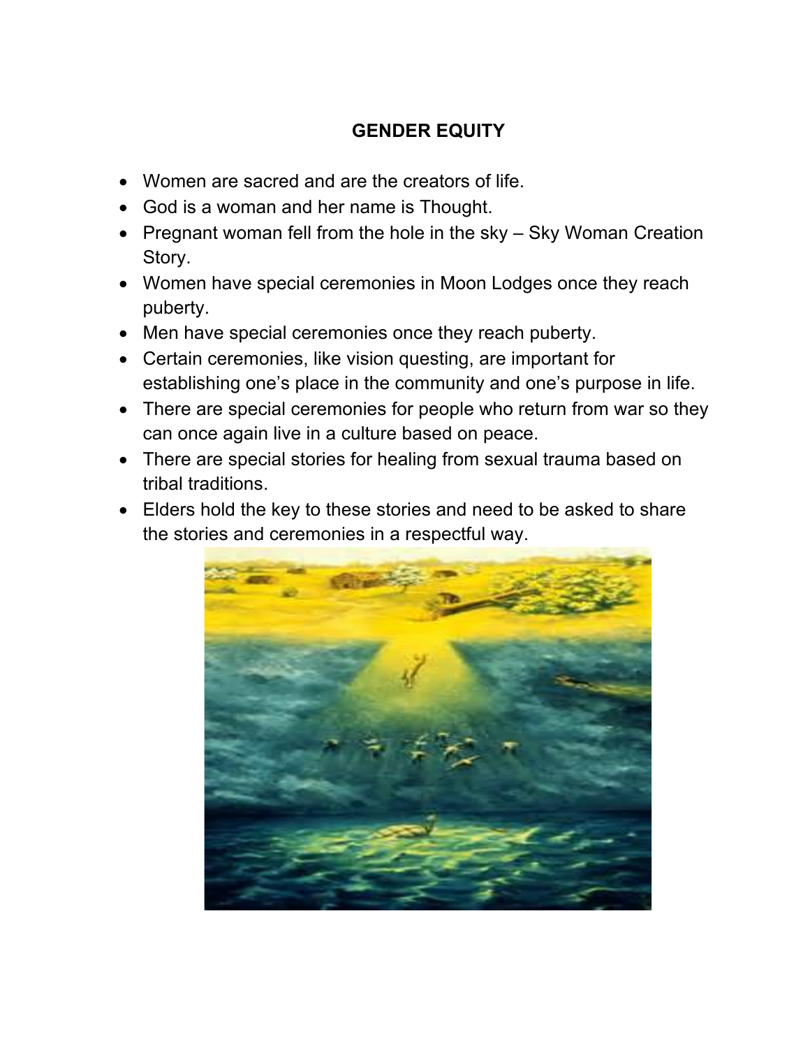# GENDER EQUITY

- Women are sacred and are the creators of life.
- God is a woman and her name is Thought.
- Pregnant woman fell from the hole in the sky – Sky Woman Creation Story.
- Women have special ceremonies in Moon Lodges once they reach puberty.
- Men have special ceremonies once they reach puberty.
- Certain ceremonies, like vision questing, are important for establishing one's place in the community and one's purpose in life.
- There are special ceremonies for people who return from war so they can once again live in a culture based on peace.
- There are special stories for healing from sexual trauma based on tribal traditions.
- Elders hold the key to these stories and need to be asked to share the stories and ceremonies in a respectful way.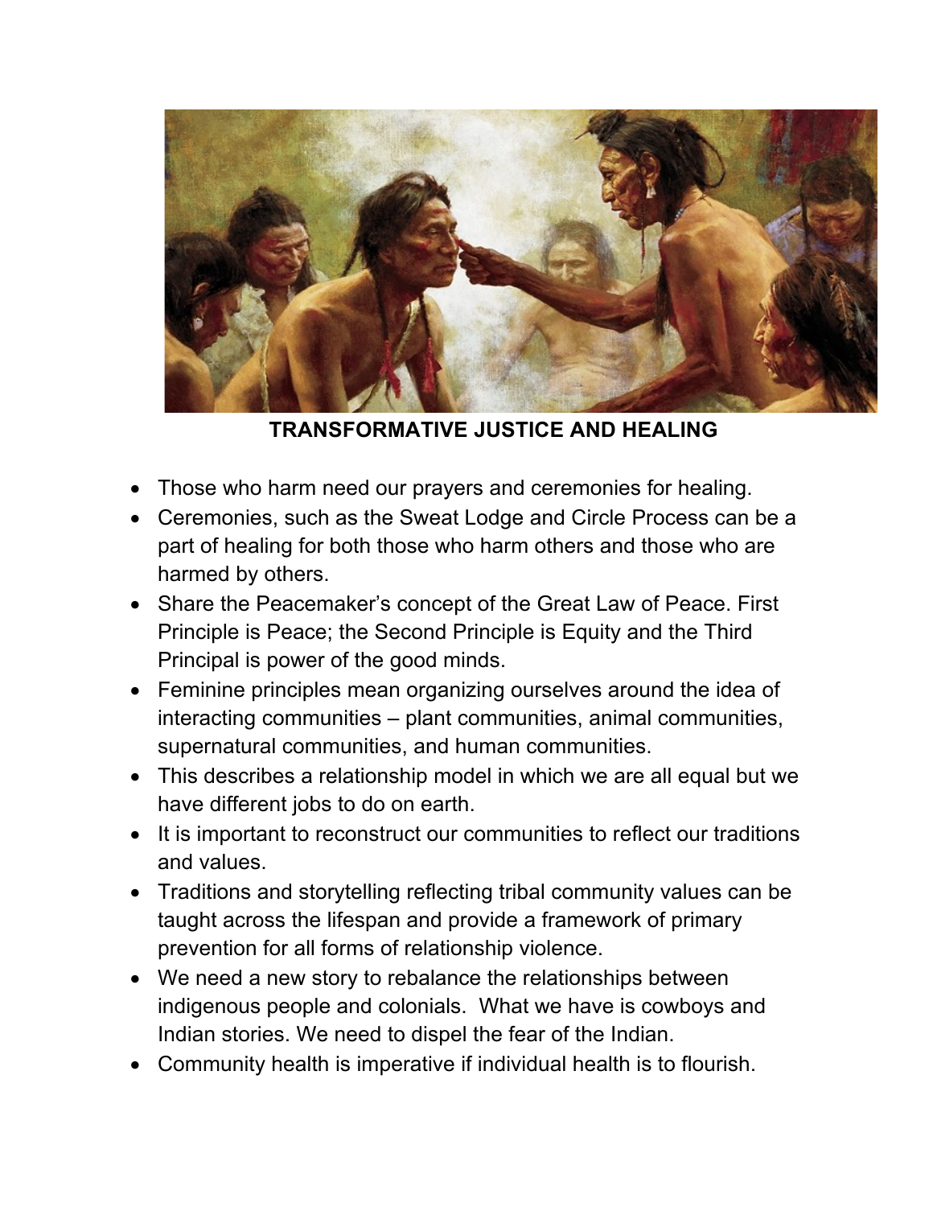**TRANSFORMATIVE JUSTICE AND HEALING**

- Those who harm need our prayers and ceremonies for healing.
- Ceremonies, such as the Sweat Lodge and Circle Process can be a part of healing for both those who harm others and those who are harmed by others.
- Share the Peacemaker's concept of the Great Law of Peace. First Principle is Peace; the Second Principle is Equity and the Third Principal is power of the good minds.
- Feminine principles mean organizing ourselves around the idea of interacting communities – plant communities, animal communities, supernatural communities, and human communities.
- This describes a relationship model in which we are all equal but we have different jobs to do on earth.
- It is important to reconstruct our communities to reflect our traditions and values.
- Traditions and storytelling reflecting tribal community values can be taught across the lifespan and provide a framework of primary prevention for all forms of relationship violence.
- We need a new story to rebalance the relationships between indigenous people and colonials. What we have is cowboys and Indian stories. We need to dispel the fear of the Indian.
- Community health is imperative if individual health is to flourish.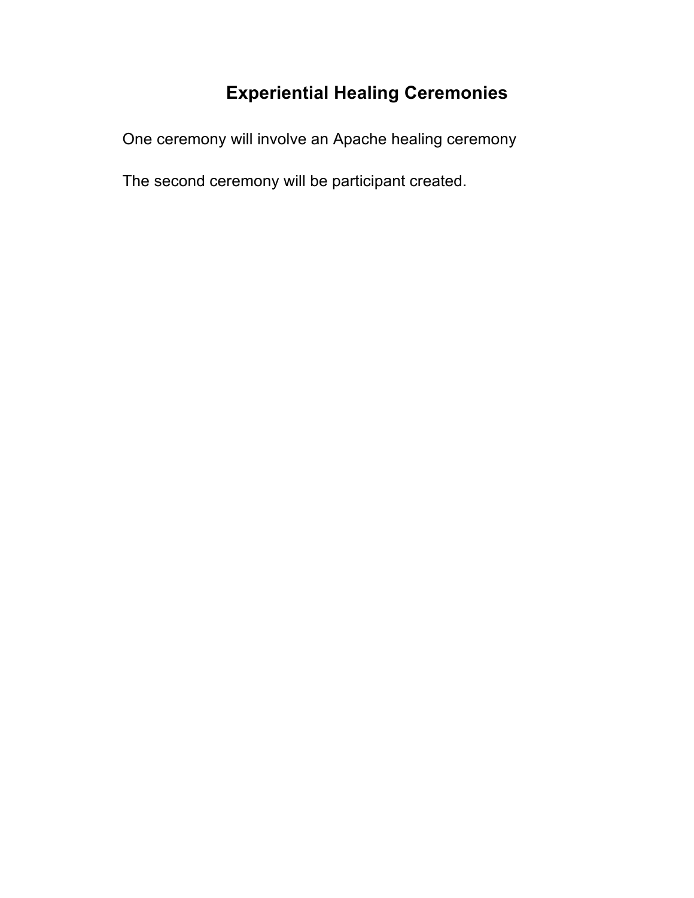## Experiential Healing Ceremonies

One ceremony will involve an Apache healing ceremony

The second ceremony will be participant created.